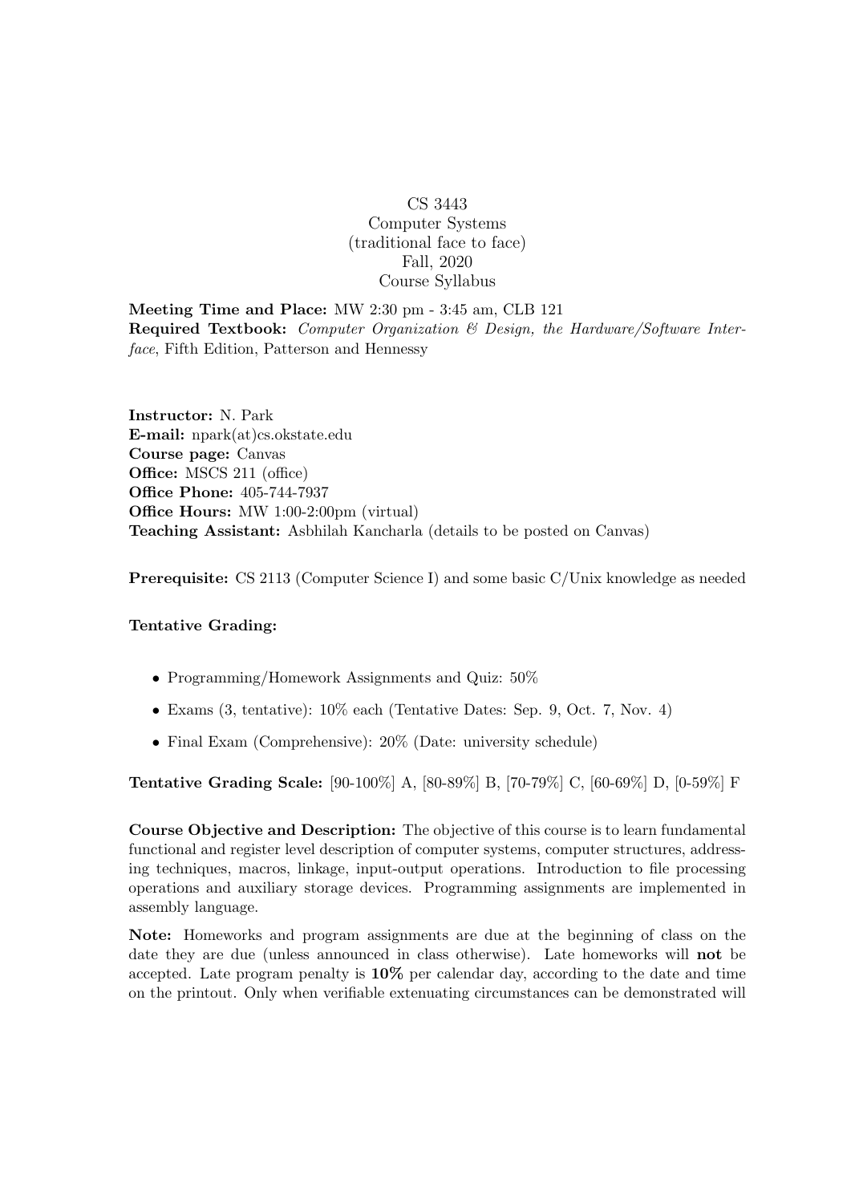CS 3443
Computer Systems
(traditional face to face)
Fall, 2020
Course Syllabus

**Meeting Time and Place:** MW 2:30 pm - 3:45 am, CLB 121
**Required Textbook:** *Computer Organization & Design, the Hardware/Software Interface*, Fifth Edition, Patterson and Hennessy

**Instructor:** N. Park
**E-mail:** npark(at)cs.okstate.edu
**Course page:** Canvas
**Office:** MSCS 211 (office)
**Office Phone:** 405-744-7937
**Office Hours:** MW 1:00-2:00pm (virtual)
**Teaching Assistant:** Asbhilah Kancharla (details to be posted on Canvas)

**Prerequisite:** CS 2113 (Computer Science I) and some basic C/Unix knowledge as needed

**Tentative Grading:**

- Programming/Homework Assignments and Quiz: 50%
- Exams (3, tentative): 10% each (Tentative Dates: Sep. 9, Oct. 7, Nov. 4)
- Final Exam (Comprehensive): 20% (Date: university schedule)

**Tentative Grading Scale:** [90-100%] A, [80-89%] B, [70-79%] C, [60-69%] D, [0-59%] F

**Course Objective and Description:** The objective of this course is to learn fundamental functional and register level description of computer systems, computer structures, addressing techniques, macros, linkage, input-output operations. Introduction to file processing operations and auxiliary storage devices. Programming assignments are implemented in assembly language.

**Note:** Homeworks and program assignments are due at the beginning of class on the date they are due (unless announced in class otherwise). Late homeworks will **not** be accepted. Late program penalty is **10%** per calendar day, according to the date and time on the printout. Only when verifiable extenuating circumstances can be demonstrated will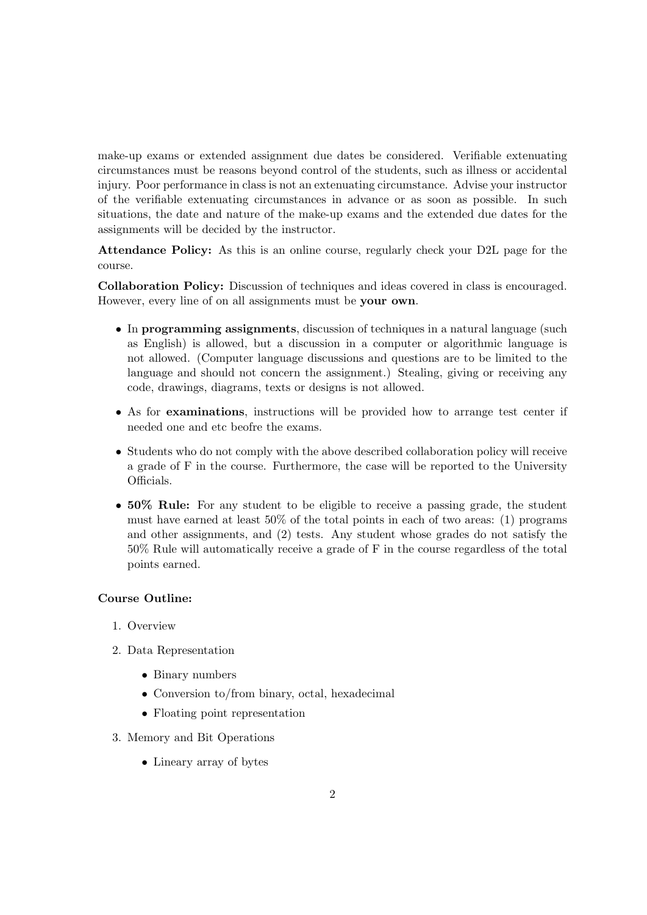make-up exams or extended assignment due dates be considered. Verifiable extenuating circumstances must be reasons beyond control of the students, such as illness or accidental injury. Poor performance in class is not an extenuating circumstance. Advise your instructor of the verifiable extenuating circumstances in advance or as soon as possible. In such situations, the date and nature of the make-up exams and the extended due dates for the assignments will be decided by the instructor.

**Attendance Policy:** As this is an online course, regularly check your D2L page for the course.

**Collaboration Policy:** Discussion of techniques and ideas covered in class is encouraged. However, every line of on all assignments must be **your own**.

- In **programming assignments**, discussion of techniques in a natural language (such as English) is allowed, but a discussion in a computer or algorithmic language is not allowed. (Computer language discussions and questions are to be limited to the language and should not concern the assignment.) Stealing, giving or receiving any code, drawings, diagrams, texts or designs is not allowed.
- As for **examinations**, instructions will be provided how to arrange test center if needed one and etc beofre the exams.
- Students who do not comply with the above described collaboration policy will receive a grade of F in the course. Furthermore, the case will be reported to the University Officials.
- **50% Rule:** For any student to be eligible to receive a passing grade, the student must have earned at least 50% of the total points in each of two areas: (1) programs and other assignments, and (2) tests. Any student whose grades do not satisfy the 50% Rule will automatically receive a grade of F in the course regardless of the total points earned.

**Course Outline:**

1. Overview
2. Data Representation
   - Binary numbers
   - Conversion to/from binary, octal, hexadecimal
   - Floating point representation
3. Memory and Bit Operations
   - Lineary array of bytes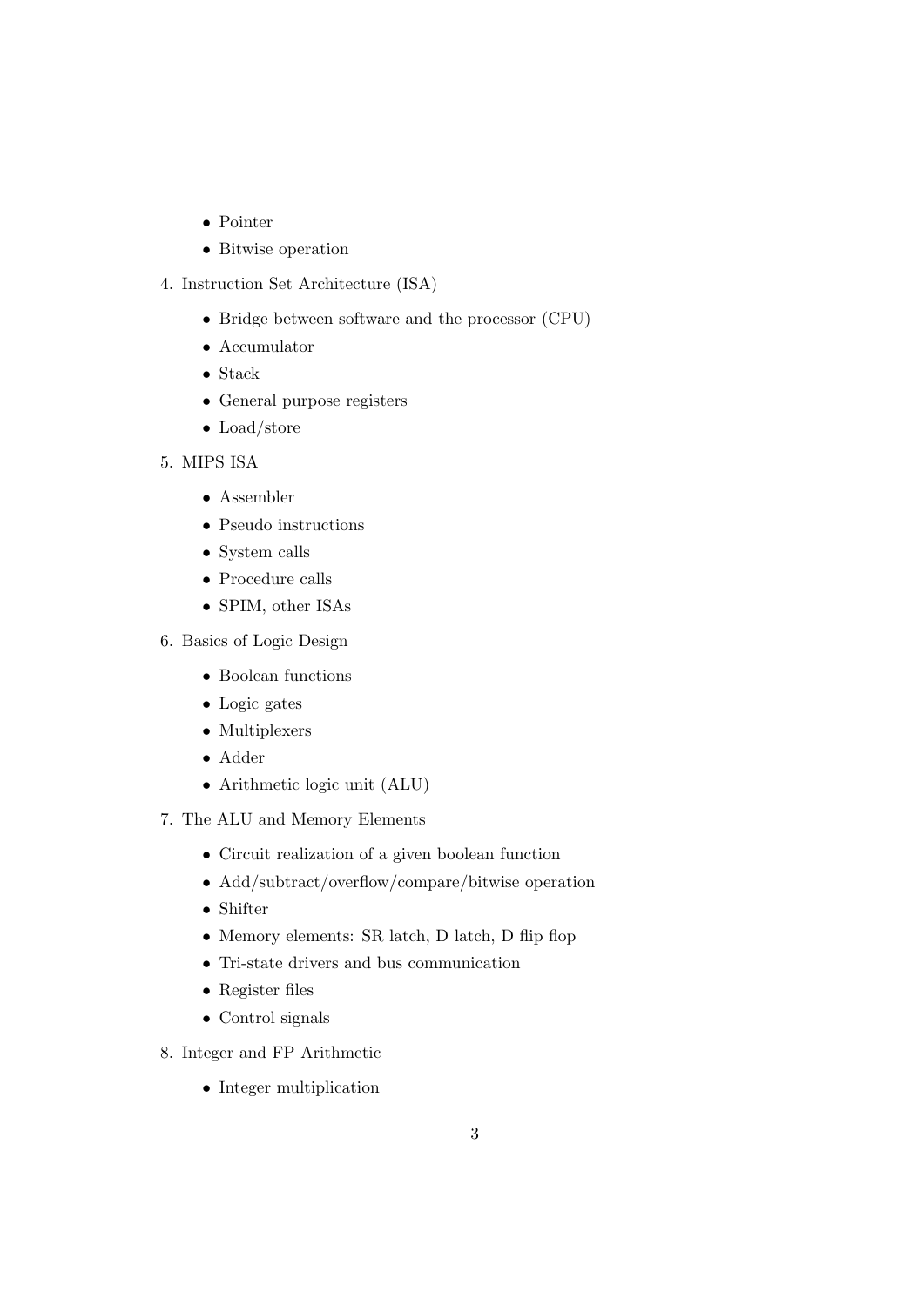- Pointer
- Bitwise operation

4. Instruction Set Architecture (ISA)
    - Bridge between software and the processor (CPU)
    - Accumulator
    - Stack
    - General purpose registers
    - Load/store

5. MIPS ISA
    - Assembler
    - Pseudo instructions
    - System calls
    - Procedure calls
    - SPIM, other ISAs

6. Basics of Logic Design
    - Boolean functions
    - Logic gates
    - Multiplexers
    - Adder
    - Arithmetic logic unit (ALU)

7. The ALU and Memory Elements
    - Circuit realization of a given boolean function
    - Add/subtract/overflow/compare/bitwise operation
    - Shifter
    - Memory elements: SR latch, D latch, D flip flop
    - Tri-state drivers and bus communication
    - Register files
    - Control signals

8. Integer and FP Arithmetic
    - Integer multiplication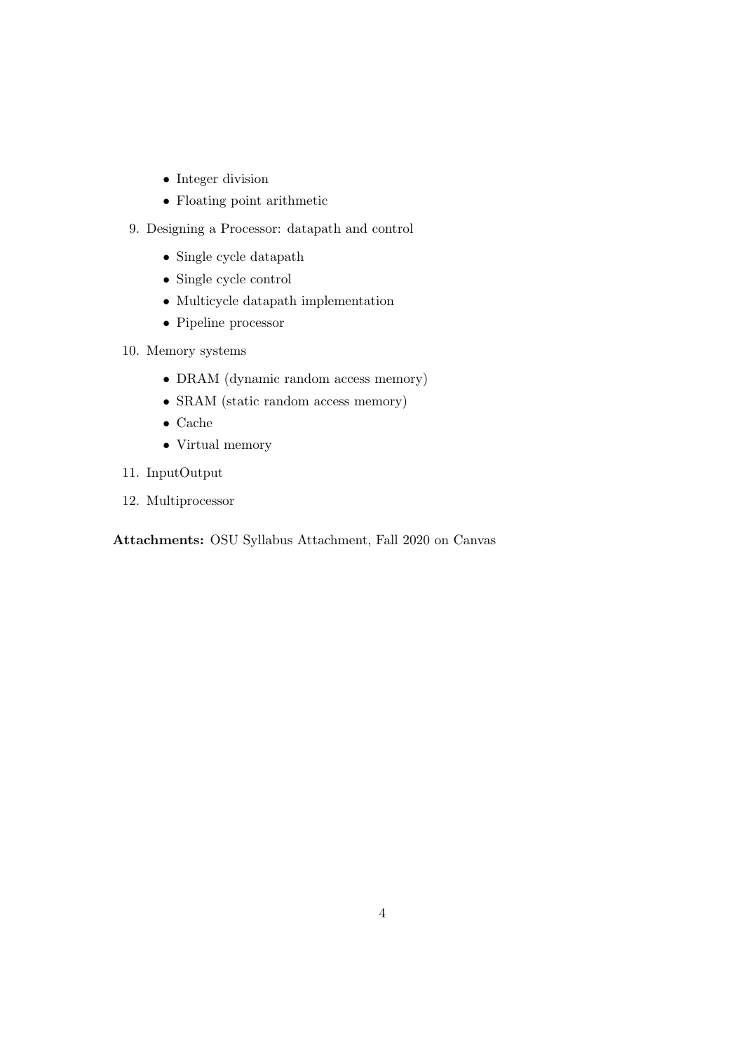- Integer division
- Floating point arithmetic

9. Designing a Processor: datapath and control
    - Single cycle datapath
    - Single cycle control
    - Multicycle datapath implementation
    - Pipeline processor
10. Memory systems
    - DRAM (dynamic random access memory)
    - SRAM (static random access memory)
    - Cache
    - Virtual memory
11. InputOutput
12. Multiprocessor

**Attachments:** OSU Syllabus Attachment, Fall 2020 on Canvas